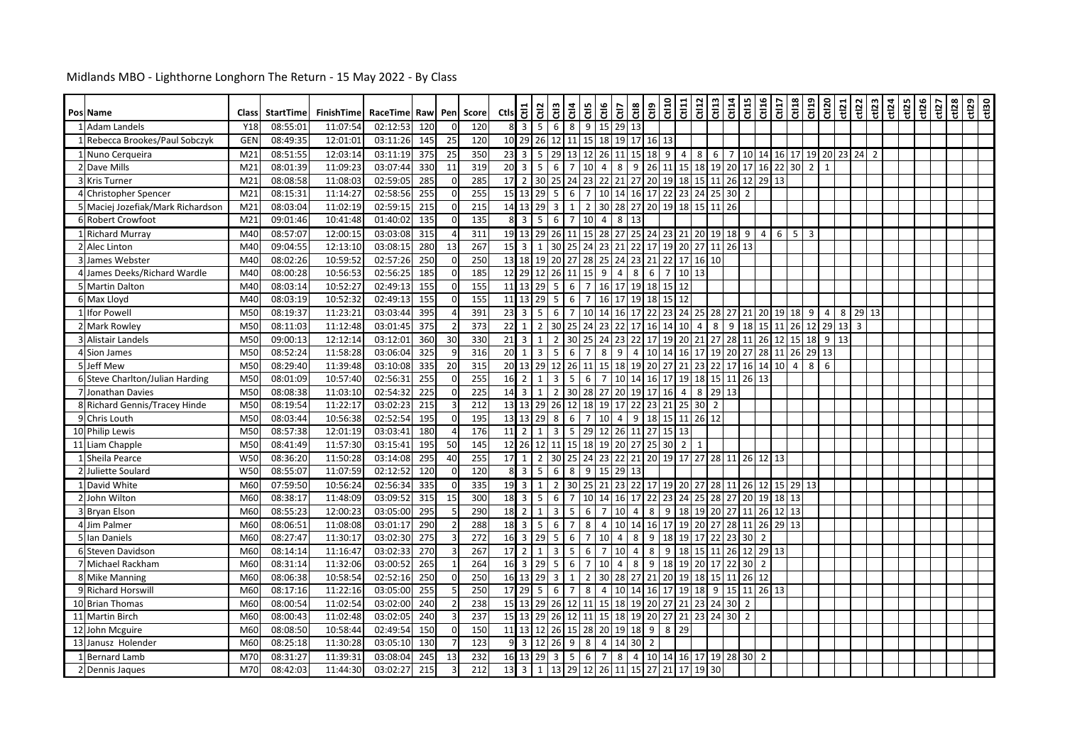# Midlands MBO - Lighthorne Longhorn The Return - 15 May 2022 - By Class

| Pos | Name | Class | StartTime | FinishTime | RaceTime | Raw | Pen | Score | Ctls | Ctl1 | Ctl2 | Ctl3 | Ctl4 | Ctl5 | Ctl6 | Ctl7 | Ctl8 | Ctl9 | Ctl10 | Ctl11 | Ctl12 | Ctl13 | Ctl14 | Ctl15 | Ctl16 | Ctl17 | Ctl18 | Ctl19 | Ctl20 | ctl21 | ctl22 | ctl23 | ctl24 | ctl25 | ctl26 | ctl27 | ctl28 | ctl29 | ctl30 |
|---|---|---|---|---|---|---|---|---|---|---|---|---|---|---|---|---|---|---|---|---|---|---|---|---|---|---|---|---|---|---|---|---|---|---|---|---|---|---|---|
| 1 | Adam Landels | Y18 | 08:55:01 | 11:07:54 | 02:12:53 | 120 | 0 | 120 | 8 | 3 | 5 | 6 | 8 | 9 | 15 | 29 | 13 | | | | | | | | | | | | | | | | | | | | | | |
| 1 | Rebecca Brookes/Paul Sobczyk | GEN | 08:49:35 | 12:01:01 | 03:11:26 | 145 | 25 | 120 | 10 | 29 | 26 | 12 | 11 | 15 | 18 | 19 | 17 | 16 | 13 | | | | | | | | | | | | | | | | | | | | |
| 1 | Nuno Cerqueira | M21 | 08:51:55 | 12:03:14 | 03:11:19 | 375 | 25 | 350 | 23 | 3 | 5 | 29 | 13 | 12 | 26 | 11 | 15 | 18 | 9 | 4 | 8 | 6 | 7 | 10 | 14 | 16 | 17 | 19 | 20 | 23 | 24 | 2 | | | | | | | |
| 2 | Dave Mills | M21 | 08:01:39 | 11:09:23 | 03:07:44 | 330 | 11 | 319 | 20 | 3 | 5 | 6 | 7 | 10 | 4 | 8 | 9 | 26 | 11 | 15 | 18 | 19 | 20 | 17 | 16 | 22 | 30 | 2 | 1 | | | | | | | | | | |
| 3 | Kris Turner | M21 | 08:08:58 | 11:08:03 | 02:59:05 | 285 | 0 | 285 | 17 | 2 | 30 | 25 | 24 | 23 | 22 | 21 | 27 | 20 | 19 | 18 | 15 | 11 | 26 | 12 | 29 | 13 | | | | | | | | | | | | | |
| 4 | Christopher Spencer | M21 | 08:15:31 | 11:14:27 | 02:58:56 | 255 | 0 | 255 | 15 | 13 | 29 | 5 | 6 | 7 | 10 | 14 | 16 | 17 | 22 | 23 | 24 | 25 | 30 | 2 | | | | | | | | | | | | | | | |
| 5 | Maciej Jozefiak/Mark Richardson | M21 | 08:03:04 | 11:02:19 | 02:59:15 | 215 | 0 | 215 | 14 | 13 | 29 | 3 | 1 | 2 | 30 | 28 | 27 | 20 | 19 | 18 | 15 | 11 | 26 | | | | | | | | | | | | | | | | |
| 6 | Robert Crowfoot | M21 | 09:01:46 | 10:41:48 | 01:40:02 | 135 | 0 | 135 | 8 | 3 | 5 | 6 | 7 | 10 | 4 | 8 | 13 | | | | | | | | | | | | | | | | | | | | | | |
| 1 | Richard Murray | M40 | 08:57:07 | 12:00:15 | 03:03:08 | 315 | 4 | 311 | 19 | 13 | 29 | 26 | 11 | 15 | 28 | 27 | 25 | 24 | 23 | 21 | 20 | 19 | 18 | 9 | 4 | 6 | 5 | 3 | | | | | | | | | | | |
| 2 | Alec Linton | M40 | 09:04:55 | 12:13:10 | 03:08:15 | 280 | 13 | 267 | 15 | 3 | 1 | 30 | 25 | 24 | 23 | 21 | 22 | 17 | 19 | 20 | 27 | 11 | 26 | 13 | | | | | | | | | | | | | | | |
| 3 | James Webster | M40 | 08:02:26 | 10:59:52 | 02:57:26 | 250 | 0 | 250 | 13 | 18 | 19 | 20 | 27 | 28 | 25 | 24 | 23 | 21 | 22 | 17 | 16 | 10 | | | | | | | | | | | | | | | | | |
| 4 | James Deeks/Richard Wardle | M40 | 08:00:28 | 10:56:53 | 02:56:25 | 185 | 0 | 185 | 12 | 29 | 12 | 26 | 11 | 15 | 9 | 4 | 8 | 6 | 7 | 10 | 13 | | | | | | | | | | | | | | | | | | |
| 5 | Martin Dalton | M40 | 08:03:14 | 10:52:27 | 02:49:13 | 155 | 0 | 155 | 11 | 13 | 29 | 5 | 6 | 7 | 16 | 17 | 19 | 18 | 15 | 12 | | | | | | | | | | | | | | | | | | | |
| 6 | Max Lloyd | M40 | 08:03:19 | 10:52:32 | 02:49:13 | 155 | 0 | 155 | 11 | 13 | 29 | 5 | 6 | 7 | 16 | 17 | 19 | 18 | 15 | 12 | | | | | | | | | | | | | | | | | | | |
| 1 | Ifor Powell | M50 | 08:19:37 | 11:23:21 | 03:03:44 | 395 | 4 | 391 | 23 | 3 | 5 | 6 | 7 | 10 | 14 | 16 | 17 | 22 | 23 | 24 | 25 | 28 | 27 | 21 | 20 | 19 | 18 | 9 | 4 | 8 | 29 | 13 | | | | | | | |
| 2 | Mark Rowley | M50 | 08:11:03 | 11:12:48 | 03:01:45 | 375 | 2 | 373 | 22 | 1 | 2 | 30 | 25 | 24 | 23 | 22 | 17 | 16 | 14 | 10 | 4 | 8 | 9 | 18 | 15 | 11 | 26 | 12 | 29 | 13 | 3 | | | | | | | | |
| 3 | Alistair Landels | M50 | 09:00:13 | 12:12:14 | 03:12:01 | 360 | 30 | 330 | 21 | 3 | 1 | 2 | 30 | 25 | 24 | 23 | 22 | 17 | 19 | 20 | 21 | 27 | 28 | 11 | 26 | 12 | 15 | 18 | 9 | 13 | | | | | | | | | |
| 4 | Sion James | M50 | 08:52:24 | 11:58:28 | 03:06:04 | 325 | 9 | 316 | 20 | 1 | 3 | 5 | 6 | 7 | 8 | 9 | 4 | 10 | 14 | 16 | 17 | 19 | 20 | 27 | 28 | 11 | 26 | 29 | 13 | | | | | | | | | | |
| 5 | Jeff Mew | M50 | 08:29:40 | 11:39:48 | 03:10:08 | 335 | 20 | 315 | 20 | 13 | 29 | 12 | 26 | 11 | 15 | 18 | 19 | 20 | 27 | 21 | 23 | 22 | 17 | 16 | 14 | 10 | 4 | 8 | 6 | | | | | | | | | | |
| 6 | Steve Charlton/Julian Harding | M50 | 08:01:09 | 10:57:40 | 02:56:31 | 255 | 0 | 255 | 16 | 2 | 1 | 3 | 5 | 6 | 7 | 10 | 14 | 16 | 17 | 19 | 18 | 15 | 11 | 26 | 13 | | | | | | | | | | | | | | |
| 7 | Jonathan Davies | M50 | 08:08:38 | 11:03:10 | 02:54:32 | 225 | 0 | 225 | 14 | 3 | 1 | 2 | 30 | 28 | 27 | 20 | 19 | 17 | 16 | 4 | 8 | 29 | 13 | | | | | | | | | | | | | | | | |
| 8 | Richard Gennis/Tracey Hinde | M50 | 08:19:54 | 11:22:17 | 03:02:23 | 215 | 3 | 212 | 13 | 13 | 29 | 26 | 12 | 18 | 19 | 17 | 22 | 23 | 21 | 25 | 30 | 2 | | | | | | | | | | | | | | | | | |
| 9 | Chris Louth | M50 | 08:03:44 | 10:56:38 | 02:52:54 | 195 | 0 | 195 | 13 | 13 | 29 | 8 | 6 | 7 | 10 | 4 | 9 | 18 | 15 | 11 | 26 | 12 | | | | | | | | | | | | | | | | | |
| 10 | Philip Lewis | M50 | 08:57:38 | 12:01:19 | 03:03:41 | 180 | 4 | 176 | 11 | 2 | 1 | 3 | 5 | 29 | 12 | 26 | 11 | 27 | 15 | 13 | | | | | | | | | | | | | | | | | | | |
| 11 | Liam Chapple | M50 | 08:41:49 | 11:57:30 | 03:15:41 | 195 | 50 | 145 | 12 | 26 | 12 | 11 | 15 | 18 | 19 | 20 | 27 | 25 | 30 | 2 | 1 | | | | | | | | | | | | | | | | | | |
| 1 | Sheila Pearce | W50 | 08:36:20 | 11:50:28 | 03:14:08 | 295 | 40 | 255 | 17 | 1 | 2 | 30 | 25 | 24 | 23 | 22 | 21 | 20 | 19 | 17 | 27 | 28 | 11 | 26 | 12 | 13 | | | | | | | | | | | | | |
| 2 | Juliette Soulard | W50 | 08:55:07 | 11:07:59 | 02:12:52 | 120 | 0 | 120 | 8 | 3 | 5 | 6 | 8 | 9 | 15 | 29 | 13 | | | | | | | | | | | | | | | | | | | | | | |
| 1 | David White | M60 | 07:59:50 | 10:56:24 | 02:56:34 | 335 | 0 | 335 | 19 | 3 | 1 | 2 | 30 | 25 | 21 | 23 | 22 | 17 | 19 | 20 | 27 | 28 | 11 | 26 | 12 | 15 | 29 | 13 | | | | | | | | | | | |
| 2 | John Wilton | M60 | 08:38:17 | 11:48:09 | 03:09:52 | 315 | 15 | 300 | 18 | 3 | 5 | 6 | 7 | 10 | 14 | 16 | 17 | 22 | 23 | 24 | 25 | 28 | 27 | 20 | 19 | 18 | 13 | | | | | | | | | | | | |
| 3 | Bryan Elson | M60 | 08:55:23 | 12:00:23 | 03:05:00 | 295 | 5 | 290 | 18 | 2 | 1 | 3 | 5 | 6 | 7 | 10 | 4 | 8 | 9 | 18 | 19 | 20 | 27 | 11 | 26 | 12 | 13 | | | | | | | | | | | | |
| 4 | Jim Palmer | M60 | 08:06:51 | 11:08:08 | 03:01:17 | 290 | 2 | 288 | 18 | 3 | 5 | 6 | 7 | 8 | 4 | 10 | 14 | 16 | 17 | 19 | 20 | 27 | 28 | 11 | 26 | 29 | 13 | | | | | | | | | | | | |
| 5 | Ian Daniels | M60 | 08:27:47 | 11:30:17 | 03:02:30 | 275 | 3 | 272 | 16 | 3 | 29 | 5 | 6 | 7 | 10 | 4 | 8 | 9 | 18 | 19 | 17 | 22 | 23 | 30 | 2 | | | | | | | | | | | | | | |
| 6 | Steven Davidson | M60 | 08:14:14 | 11:16:47 | 03:02:33 | 270 | 3 | 267 | 17 | 2 | 1 | 3 | 5 | 6 | 7 | 10 | 4 | 8 | 9 | 18 | 15 | 11 | 26 | 12 | 29 | 13 | | | | | | | | | | | | | |
| 7 | Michael Rackham | M60 | 08:31:14 | 11:32:06 | 03:00:52 | 265 | 1 | 264 | 16 | 3 | 29 | 5 | 6 | 7 | 10 | 4 | 8 | 9 | 18 | 19 | 20 | 17 | 22 | 30 | 2 | | | | | | | | | | | | | | |
| 8 | Mike Manning | M60 | 08:06:38 | 10:58:54 | 02:52:16 | 250 | 0 | 250 | 16 | 13 | 29 | 3 | 1 | 2 | 30 | 28 | 27 | 21 | 20 | 19 | 18 | 15 | 11 | 26 | 12 | | | | | | | | | | | | | | |
| 9 | Richard Horswill | M60 | 08:17:16 | 11:22:16 | 03:05:00 | 255 | 5 | 250 | 17 | 29 | 5 | 6 | 7 | 8 | 4 | 10 | 14 | 16 | 17 | 19 | 18 | 9 | 15 | 11 | 26 | 13 | | | | | | | | | | | | | |
| 10 | Brian Thomas | M60 | 08:00:54 | 11:02:54 | 03:02:00 | 240 | 2 | 238 | 15 | 13 | 29 | 26 | 12 | 11 | 15 | 18 | 19 | 20 | 27 | 21 | 23 | 24 | 30 | 2 | | | | | | | | | | | | | | | |
| 11 | Martin Birch | M60 | 08:00:43 | 11:02:48 | 03:02:05 | 240 | 3 | 237 | 15 | 13 | 29 | 26 | 12 | 11 | 15 | 18 | 19 | 20 | 27 | 21 | 23 | 24 | 30 | 2 | | | | | | | | | | | | | | | |
| 12 | John Mcguire | M60 | 08:08:50 | 10:58:44 | 02:49:54 | 150 | 0 | 150 | 11 | 13 | 12 | 26 | 15 | 28 | 20 | 19 | 18 | 9 | 8 | 29 | | | | | | | | | | | | | | | | | | | |
| 13 | Janusz Holender | M60 | 08:25:18 | 11:30:28 | 03:05:10 | 130 | 7 | 123 | 9 | 3 | 12 | 26 | 9 | 8 | 4 | 14 | 30 | 2 | | | | | | | | | | | | | | | | | | | | | |
| 1 | Bernard Lamb | M70 | 08:31:27 | 11:39:31 | 03:08:04 | 245 | 13 | 232 | 16 | 13 | 29 | 3 | 5 | 6 | 7 | 8 | 4 | 10 | 14 | 16 | 17 | 19 | 28 | 30 | 2 | | | | | | | | | | | | | | |
| 2 | Dennis Jaques | M70 | 08:42:03 | 11:44:30 | 03:02:27 | 215 | 3 | 212 | 13 | 3 | 1 | 13 | 29 | 12 | 26 | 11 | 15 | 27 | 21 | 17 | 19 | 30 | | | | | | | | | | | | | | | | | |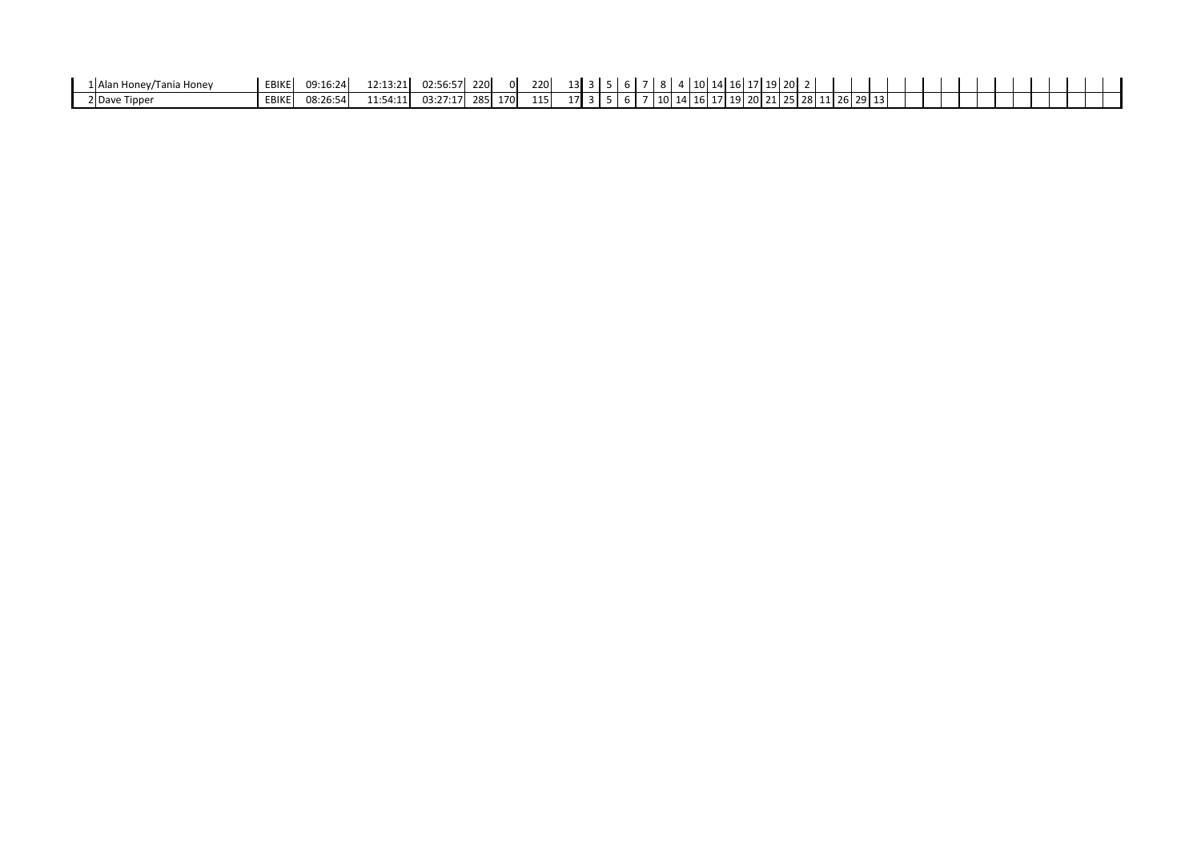| | | | | | | | | | | | | | | | | | | | | | | | | | | | | | | | | | | | | | | | |
|---|---|---|---|---|---|---|---|---|---|---|---|---|---|---|---|---|---|---|---|---|---|---|---|---|---|---|---|---|---|---|---|---|---|---|---|---|---|---|---|
| 1 | Alan Honey/Tania Honey | EBIKE | 09:16:24 | 12:13:21 | 02:56:57 | 220 | 0 | 220 | 13 | 3 | 5 | 6 | 7 | 8 | 4 | 10 | 14 | 16 | 17 | 19 | 20 | 2 | | | | | | | | | | | | | | | | | |
| 2 | Dave Tipper | EBIKE | 08:26:54 | 11:54:11 | 03:27:17 | 285 | 170 | 115 | 17 | 3 | 5 | 6 | 7 | 10 | 14 | 16 | 17 | 19 | 20 | 21 | 25 | 28 | 11 | 26 | 29 | 13 | | | | | | | | | | | | | |